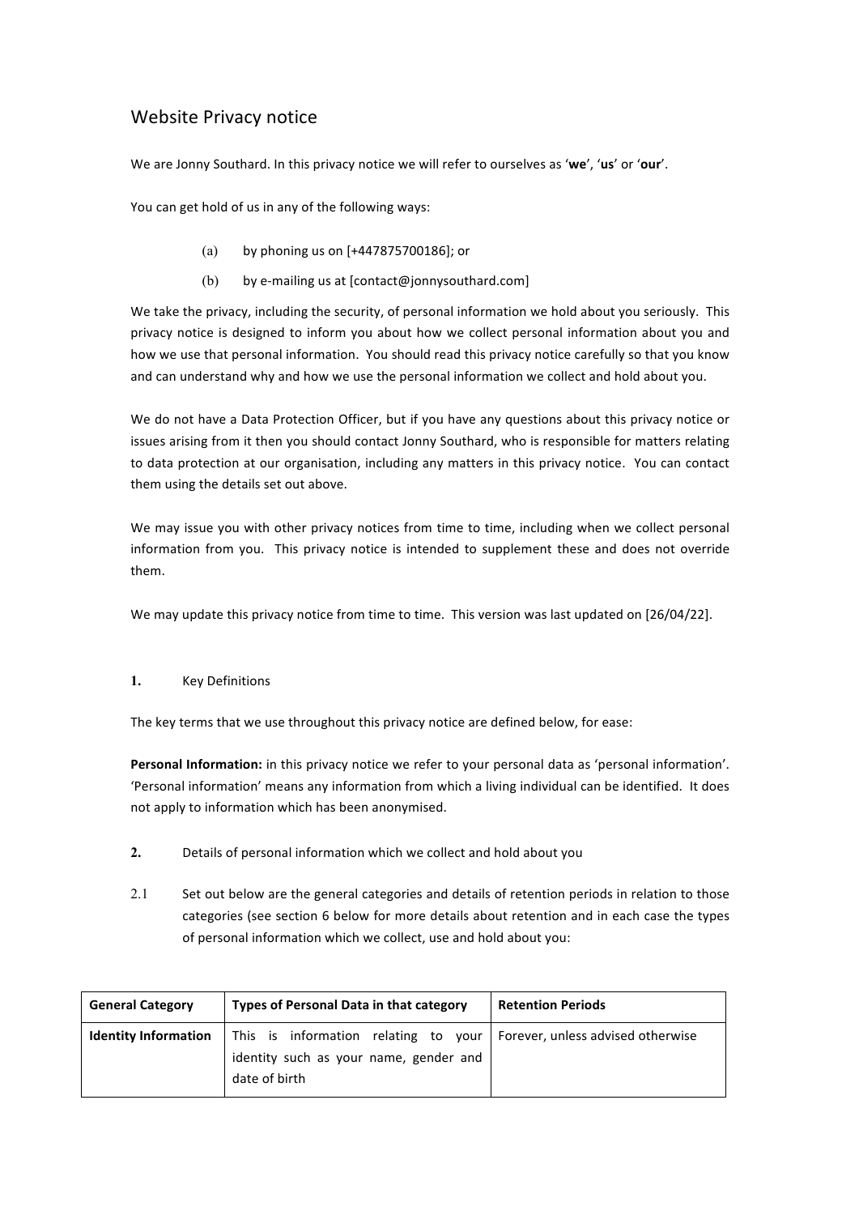# Website Privacy notice

We are Jonny Southard. In this privacy notice we will refer to ourselves as '**we**', '**us**' or '**our**'.

You can get hold of us in any of the following ways:

(a) by phoning us on [+447875700186]; or

(b) by e-mailing us at [contact@jonnysouthard.com]

We take the privacy, including the security, of personal information we hold about you seriously. This privacy notice is designed to inform you about how we collect personal information about you and how we use that personal information. You should read this privacy notice carefully so that you know and can understand why and how we use the personal information we collect and hold about you.

We do not have a Data Protection Officer, but if you have any questions about this privacy notice or issues arising from it then you should contact Jonny Southard, who is responsible for matters relating to data protection at our organisation, including any matters in this privacy notice. You can contact them using the details set out above.

We may issue you with other privacy notices from time to time, including when we collect personal information from you. This privacy notice is intended to supplement these and does not override them.

We may update this privacy notice from time to time. This version was last updated on [26/04/22].

## 1. Key Definitions

The key terms that we use throughout this privacy notice are defined below, for ease:

**Personal Information:** in this privacy notice we refer to your personal data as 'personal information'. 'Personal information' means any information from which a living individual can be identified. It does not apply to information which has been anonymised.

## 2. Details of personal information which we collect and hold about you

2.1 Set out below are the general categories and details of retention periods in relation to those categories (see section 6 below for more details about retention and in each case the types of personal information which we collect, use and hold about you:

| General Category | Types of Personal Data in that category | Retention Periods |
|---|---|---|
| **Identity Information** | This is information relating to your identity such as your name, gender and date of birth | Forever, unless advised otherwise |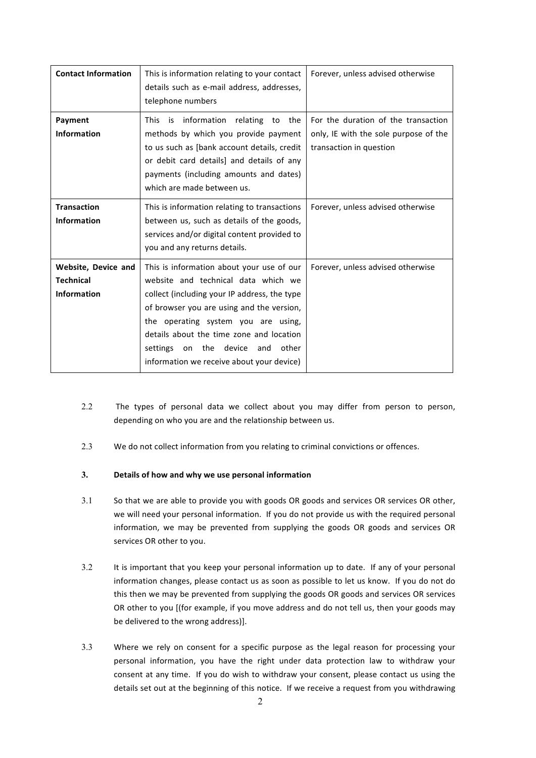| **Contact Information** | This is information relating to your contact details such as e-mail address, addresses, telephone numbers | Forever, unless advised otherwise |
|---|---|---|
| **Payment Information** | This is information relating to the methods by which you provide payment to us such as [bank account details, credit or debit card details] and details of any payments (including amounts and dates) which are made between us. | For the duration of the transaction only, IE with the sole purpose of the transaction in question |
| **Transaction Information** | This is information relating to transactions between us, such as details of the goods, services and/or digital content provided to you and any returns details. | Forever, unless advised otherwise |
| **Website, Device and Technical Information** | This is information about your use of our website and technical data which we collect (including your IP address, the type of browser you are using and the version, the operating system you are using, details about the time zone and location settings on the device and other information we receive about your device) | Forever, unless advised otherwise |

2.2 The types of personal data we collect about you may differ from person to person, depending on who you are and the relationship between us.

2.3 We do not collect information from you relating to criminal convictions or offences.

**3. Details of how and why we use personal information**

3.1 So that we are able to provide you with goods OR goods and services OR services OR other, we will need your personal information. If you do not provide us with the required personal information, we may be prevented from supplying the goods OR goods and services OR services OR other to you.

3.2 It is important that you keep your personal information up to date. If any of your personal information changes, please contact us as soon as possible to let us know. If you do not do this then we may be prevented from supplying the goods OR goods and services OR services OR other to you [(for example, if you move address and do not tell us, then your goods may be delivered to the wrong address)].

3.3 Where we rely on consent for a specific purpose as the legal reason for processing your personal information, you have the right under data protection law to withdraw your consent at any time. If you do wish to withdraw your consent, please contact us using the details set out at the beginning of this notice. If we receive a request from you withdrawing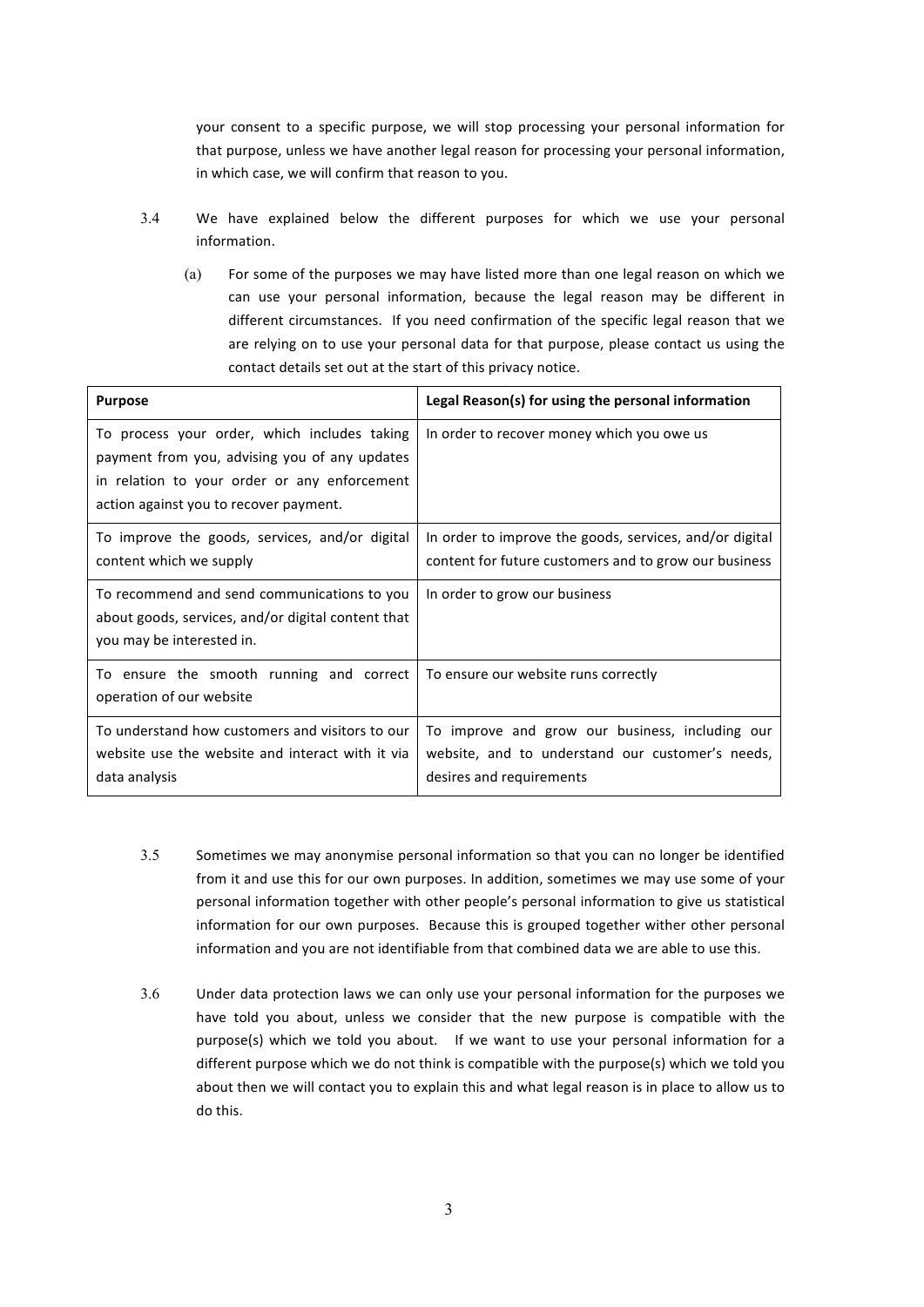your consent to a specific purpose, we will stop processing your personal information for that purpose, unless we have another legal reason for processing your personal information, in which case, we will confirm that reason to you.

3.4 We have explained below the different purposes for which we use your personal information.

(a) For some of the purposes we may have listed more than one legal reason on which we can use your personal information, because the legal reason may be different in different circumstances. If you need confirmation of the specific legal reason that we are relying on to use your personal data for that purpose, please contact us using the contact details set out at the start of this privacy notice.

| **Purpose** | **Legal Reason(s) for using the personal information** |
|---|---|
| To process your order, which includes taking payment from you, advising you of any updates in relation to your order or any enforcement action against you to recover payment. | In order to recover money which you owe us |
| To improve the goods, services, and/or digital content which we supply | In order to improve the goods, services, and/or digital content for future customers and to grow our business |
| To recommend and send communications to you about goods, services, and/or digital content that you may be interested in. | In order to grow our business |
| To ensure the smooth running and correct operation of our website | To ensure our website runs correctly |
| To understand how customers and visitors to our website use the website and interact with it via data analysis | To improve and grow our business, including our website, and to understand our customer's needs, desires and requirements |

3.5 Sometimes we may anonymise personal information so that you can no longer be identified from it and use this for our own purposes. In addition, sometimes we may use some of your personal information together with other people's personal information to give us statistical information for our own purposes. Because this is grouped together wither other personal information and you are not identifiable from that combined data we are able to use this.

3.6 Under data protection laws we can only use your personal information for the purposes we have told you about, unless we consider that the new purpose is compatible with the purpose(s) which we told you about. If we want to use your personal information for a different purpose which we do not think is compatible with the purpose(s) which we told you about then we will contact you to explain this and what legal reason is in place to allow us to do this.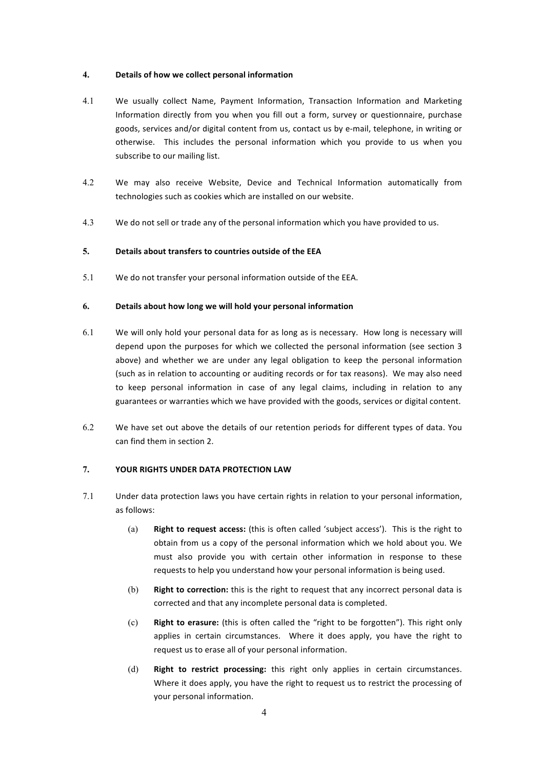**4. Details of how we collect personal information**

4.1 We usually collect Name, Payment Information, Transaction Information and Marketing Information directly from you when you fill out a form, survey or questionnaire, purchase goods, services and/or digital content from us, contact us by e-mail, telephone, in writing or otherwise. This includes the personal information which you provide to us when you subscribe to our mailing list.

4.2 We may also receive Website, Device and Technical Information automatically from technologies such as cookies which are installed on our website.

4.3 We do not sell or trade any of the personal information which you have provided to us.

**5. Details about transfers to countries outside of the EEA**

5.1 We do not transfer your personal information outside of the EEA.

**6. Details about how long we will hold your personal information**

6.1 We will only hold your personal data for as long as is necessary. How long is necessary will depend upon the purposes for which we collected the personal information (see section 3 above) and whether we are under any legal obligation to keep the personal information (such as in relation to accounting or auditing records or for tax reasons). We may also need to keep personal information in case of any legal claims, including in relation to any guarantees or warranties which we have provided with the goods, services or digital content.

6.2 We have set out above the details of our retention periods for different types of data. You can find them in section 2.

**7. YOUR RIGHTS UNDER DATA PROTECTION LAW**

7.1 Under data protection laws you have certain rights in relation to your personal information, as follows:

(a) **Right to request access:** (this is often called 'subject access'). This is the right to obtain from us a copy of the personal information which we hold about you. We must also provide you with certain other information in response to these requests to help you understand how your personal information is being used.

(b) **Right to correction:** this is the right to request that any incorrect personal data is corrected and that any incomplete personal data is completed.

(c) **Right to erasure:** (this is often called the "right to be forgotten"). This right only applies in certain circumstances. Where it does apply, you have the right to request us to erase all of your personal information.

(d) **Right to restrict processing:** this right only applies in certain circumstances. Where it does apply, you have the right to request us to restrict the processing of your personal information.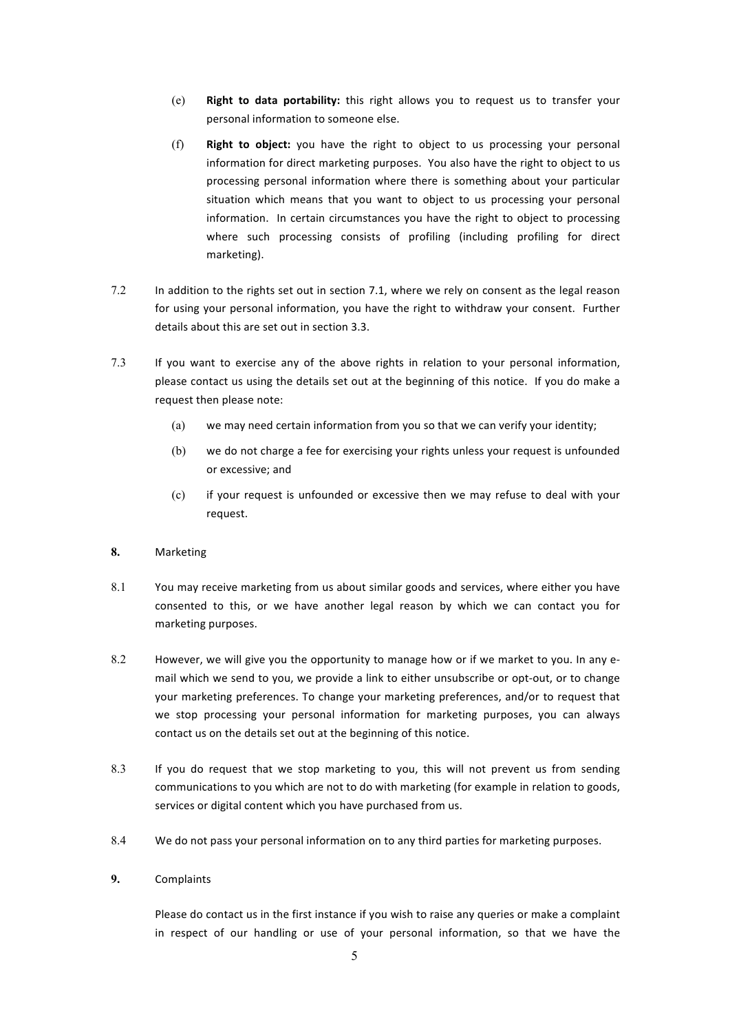(e) **Right to data portability:** this right allows you to request us to transfer your personal information to someone else.

(f) **Right to object:** you have the right to object to us processing your personal information for direct marketing purposes. You also have the right to object to us processing personal information where there is something about your particular situation which means that you want to object to us processing your personal information. In certain circumstances you have the right to object to processing where such processing consists of profiling (including profiling for direct marketing).

7.2 In addition to the rights set out in section 7.1, where we rely on consent as the legal reason for using your personal information, you have the right to withdraw your consent. Further details about this are set out in section 3.3.

7.3 If you want to exercise any of the above rights in relation to your personal information, please contact us using the details set out at the beginning of this notice. If you do make a request then please note:

(a) we may need certain information from you so that we can verify your identity;

(b) we do not charge a fee for exercising your rights unless your request is unfounded or excessive; and

(c) if your request is unfounded or excessive then we may refuse to deal with your request.

## 8. Marketing

8.1 You may receive marketing from us about similar goods and services, where either you have consented to this, or we have another legal reason by which we can contact you for marketing purposes.

8.2 However, we will give you the opportunity to manage how or if we market to you. In any e-mail which we send to you, we provide a link to either unsubscribe or opt-out, or to change your marketing preferences. To change your marketing preferences, and/or to request that we stop processing your personal information for marketing purposes, you can always contact us on the details set out at the beginning of this notice.

8.3 If you do request that we stop marketing to you, this will not prevent us from sending communications to you which are not to do with marketing (for example in relation to goods, services or digital content which you have purchased from us.

8.4 We do not pass your personal information on to any third parties for marketing purposes.

## 9. Complaints

Please do contact us in the first instance if you wish to raise any queries or make a complaint in respect of our handling or use of your personal information, so that we have the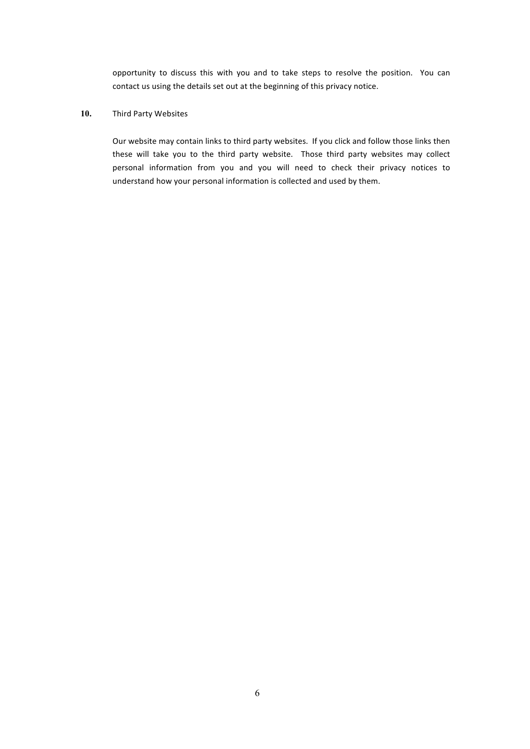opportunity to discuss this with you and to take steps to resolve the position. You can contact us using the details set out at the beginning of this privacy notice.

## 10. Third Party Websites

Our website may contain links to third party websites. If you click and follow those links then these will take you to the third party website. Those third party websites may collect personal information from you and you will need to check their privacy notices to understand how your personal information is collected and used by them.